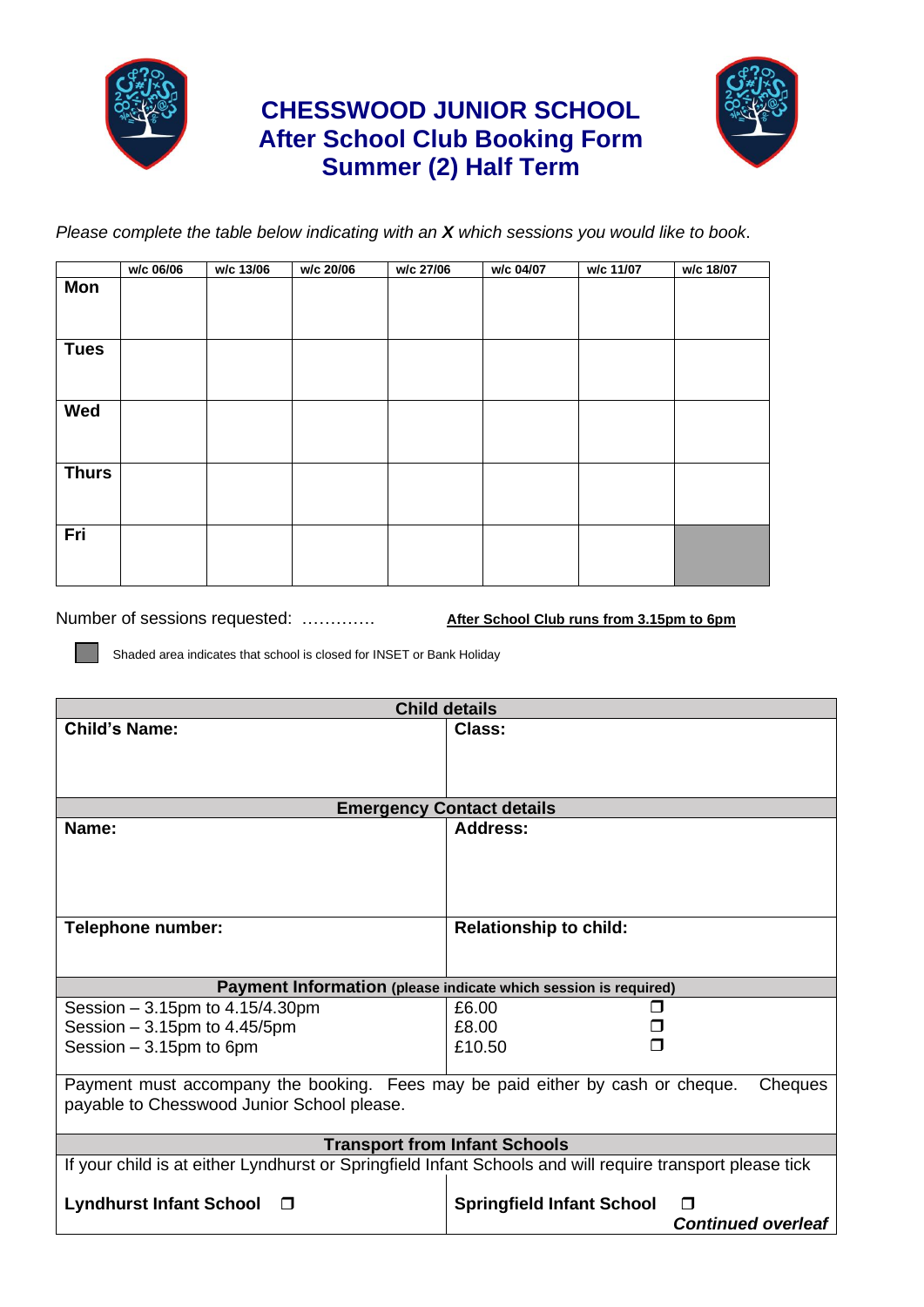# CHESSWOOD JUNIOR SCHOOL
## After School Club Booking Form
## Summer (2) Half Term

*Please complete the table below indicating with an **X** which sessions you would like to book.*

| | w/c 06/06 | w/c 13/06 | w/c 20/06 | w/c 27/06 | w/c 04/07 | w/c 11/07 | w/c 18/07 |
|---|---|---|---|---|---|---|---|
| **Mon** | | | | | | | |
| **Tues** | | | | | | | |
| **Wed** | | | | | | | |
| **Thurs** | | | | | | | |
| **Fri** | | | | | | | (shaded) |

Number of sessions requested: ………….

**After School Club runs from 3.15pm to 6pm**

Shaded area indicates that school is closed for INSET or Bank Holiday

| **Child details** | |
|---|---|
| **Child's Name:** | **Class:** |
| **Emergency Contact details** | |
| **Name:** | **Address:** |
| **Telephone number:** | **Relationship to child:** |
| **Payment Information** (please indicate which session is required) | |
| Session – 3.15pm to 4.15/4.30pm | £6.00 ❒ |
| Session – 3.15pm to 4.45/5pm | £8.00 ❒ |
| Session – 3.15pm to 6pm | £10.50 ❒ |
| Payment must accompany the booking. Fees may be paid either by cash or cheque. Cheques payable to Chesswood Junior School please. | |
| **Transport from Infant Schools** | |
| If your child is at either Lyndhurst or Springfield Infant Schools and will require transport please tick | |
| **Lyndhurst Infant School** ❒ | **Springfield Infant School** ❒ |

***Continued overleaf***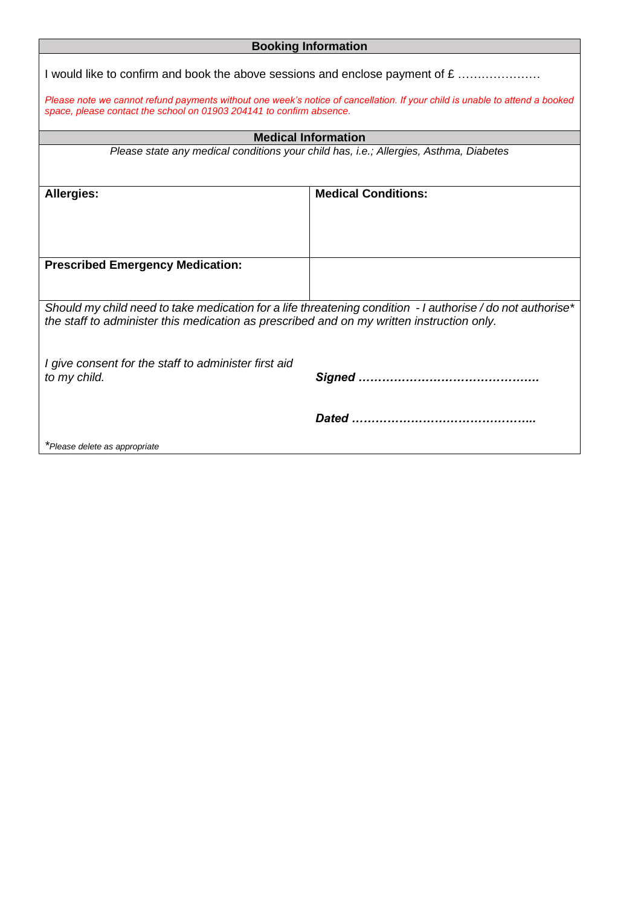## Booking Information

I would like to confirm and book the above sessions and enclose payment of £ …………………

*Please note we cannot refund payments without one week's notice of cancellation. If your child is unable to attend a booked space, please contact the school on 01903 204141 to confirm absence.*

## Medical Information

*Please state any medical conditions your child has, i.e.; Allergies, Asthma, Diabetes*

| | |
|---|---|
| **Allergies:** | **Medical Conditions:** |
| **Prescribed Emergency Medication:** | |

*Should my child need to take medication for a life threatening condition - I authorise / do not authorise* the staff to administer this medication as prescribed and on my written instruction only.*

*I give consent for the staff to administer first aid to my child.*

***Signed ………………………………………***

***Dated ………………………………………..***

*Please delete as appropriate